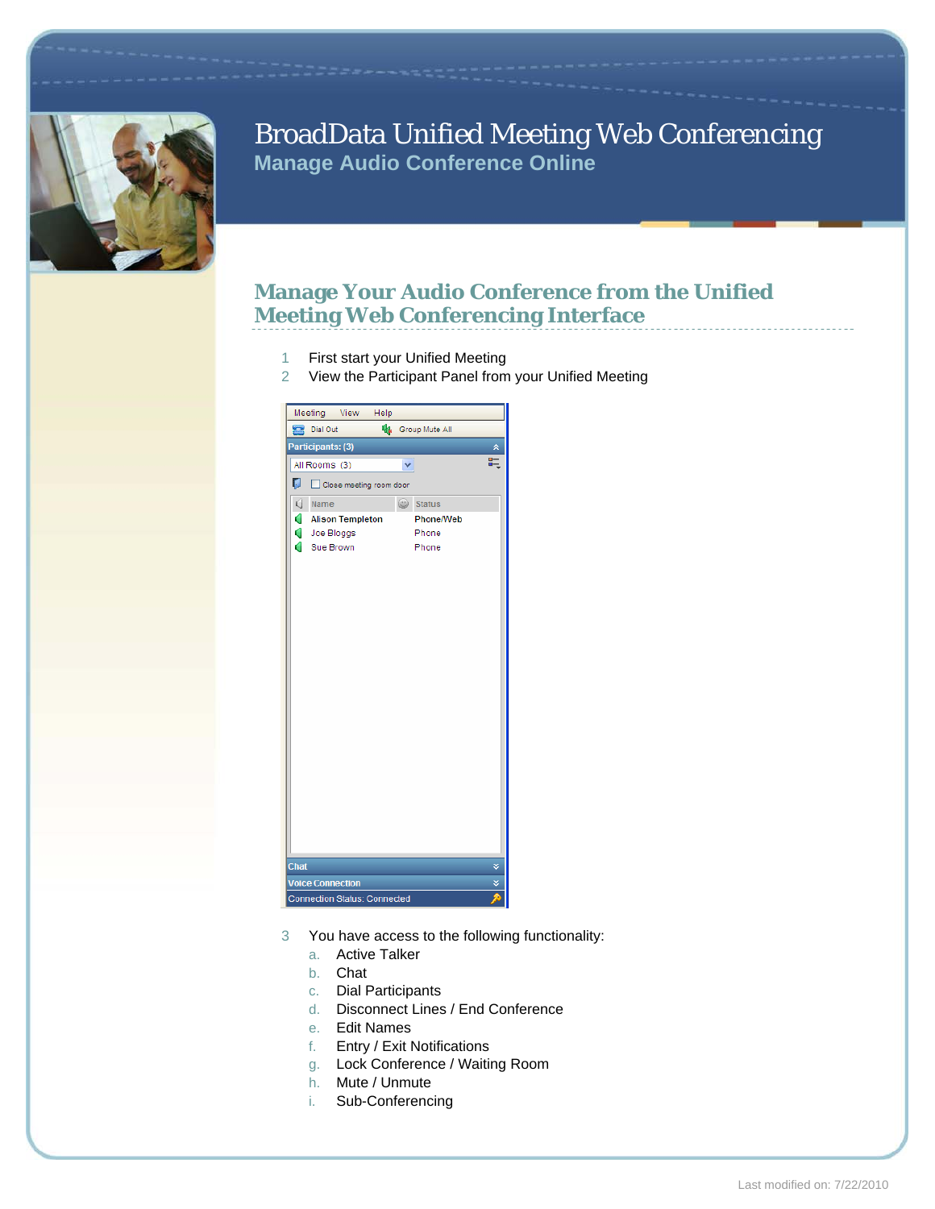# BroadData Unified Meeting Web Conferencing

## Manage Audio Conference Online

### Manage Your Audio Conference from the Unified Meeting Web Conferencing Interface

1. First start your Unified Meeting
2. View the Participant Panel from your Unified Meeting

3. You have access to the following functionality:
   a. Active Talker
   b. Chat
   c. Dial Participants
   d. Disconnect Lines / End Conference
   e. Edit Names
   f. Entry / Exit Notifications
   g. Lock Conference / Waiting Room
   h. Mute / Unmute
   i. Sub-Conferencing

Last modified on: 7/22/2010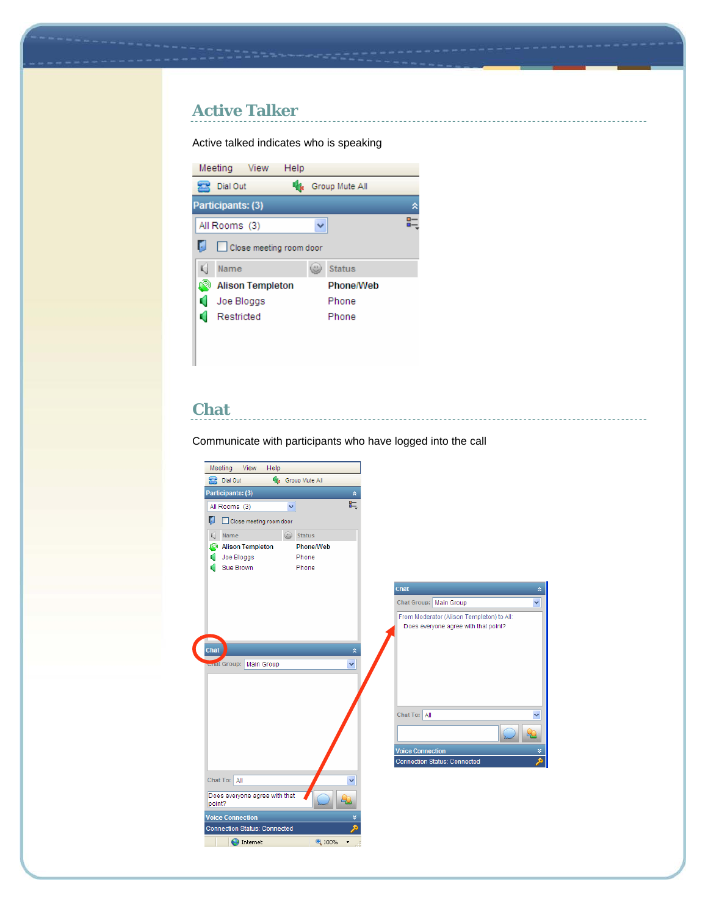## Active Talker

Active talked indicates who is speaking

## Chat

Communicate with participants who have logged into the call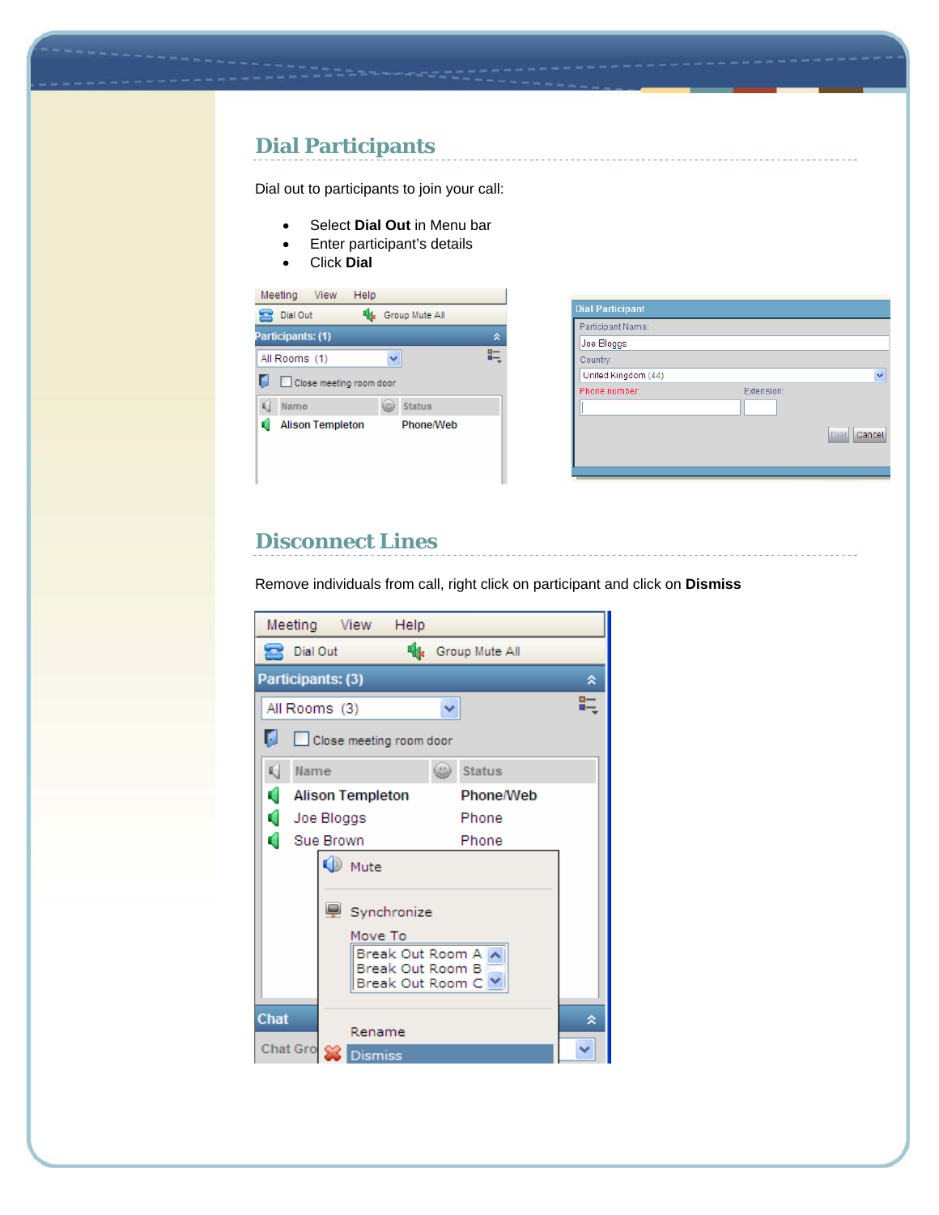## Dial Participants

Dial out to participants to join your call:

- Select **Dial Out** in Menu bar
- Enter participant's details
- Click **Dial**

## Disconnect Lines

Remove individuals from call, right click on participant and click on **Dismiss**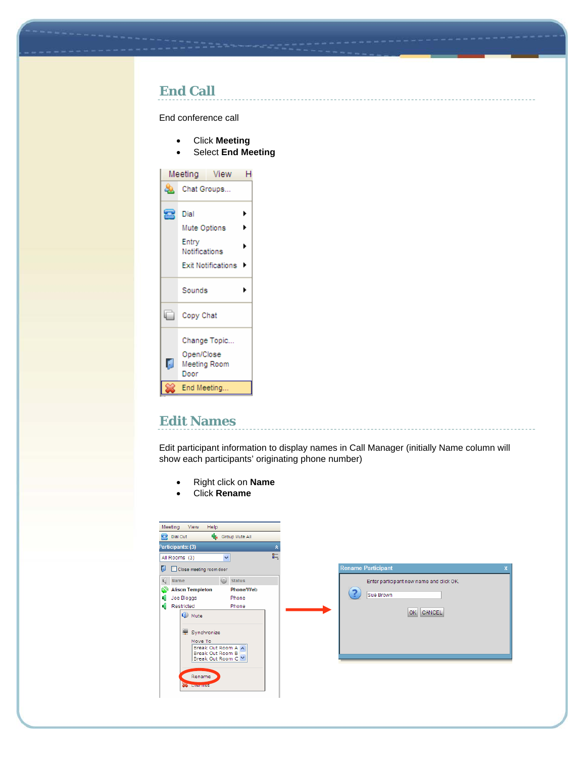## End Call

End conference call

- Click **Meeting**
- Select **End Meeting**

## Edit Names

Edit participant information to display names in Call Manager (initially Name column will show each participants' originating phone number)

- Right click on **Name**
- Click **Rename**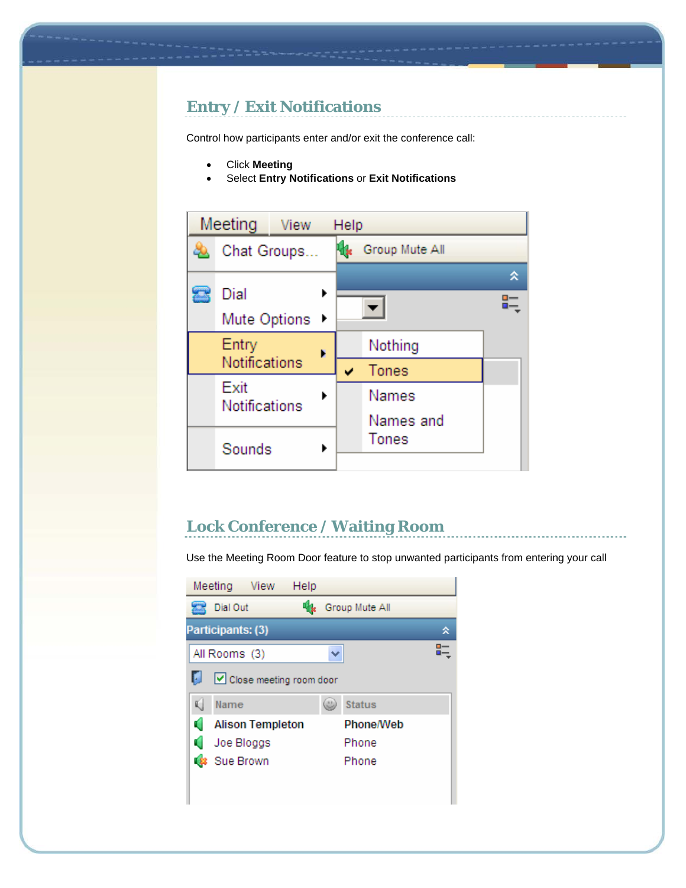## Entry / Exit Notifications

Control how participants enter and/or exit the conference call:

- Click **Meeting**
- Select **Entry Notifications** or **Exit Notifications**

## Lock Conference / Waiting Room

Use the Meeting Room Door feature to stop unwanted participants from entering your call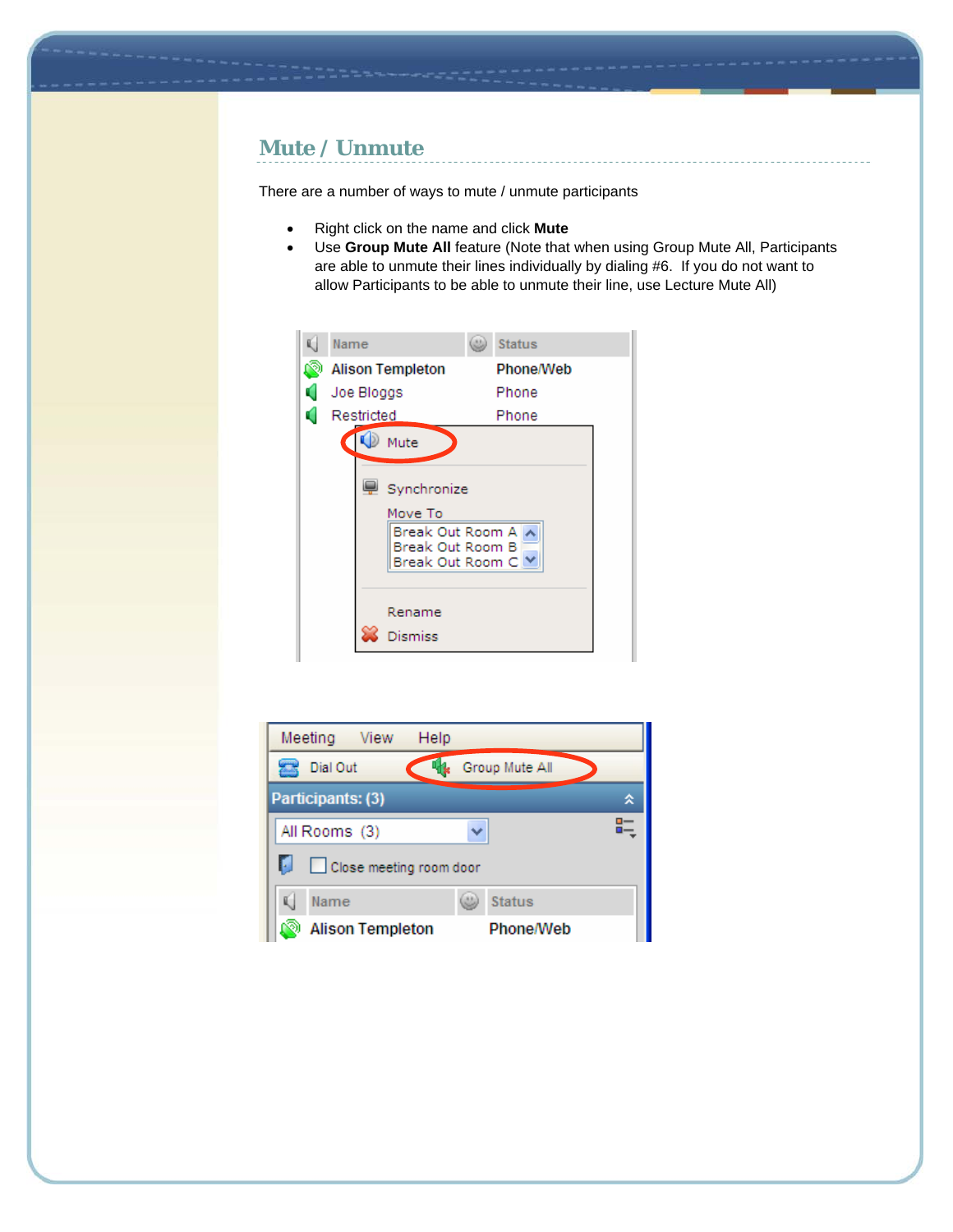## Mute / Unmute

There are a number of ways to mute / unmute participants

- Right click on the name and click **Mute**
- Use **Group Mute All** feature (Note that when using Group Mute All, Participants are able to unmute their lines individually by dialing #6. If you do not want to allow Participants to be able to unmute their line, use Lecture Mute All)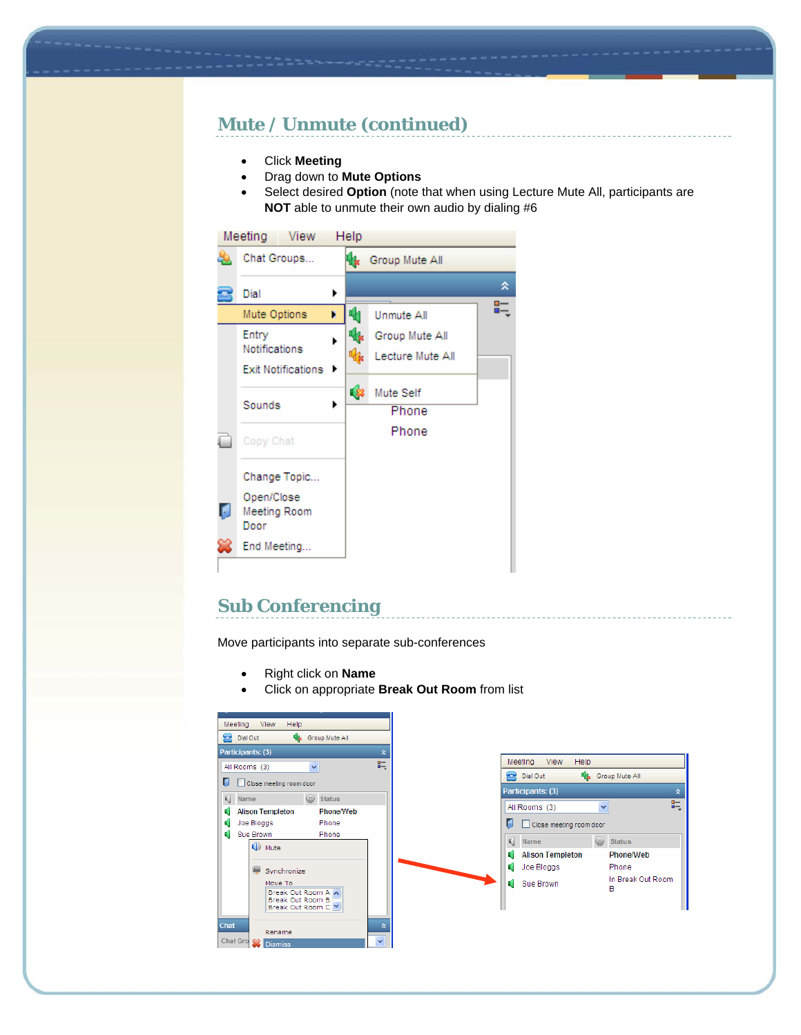## Mute / Unmute (continued)

- Click **Meeting**
- Drag down to **Mute Options**
- Select desired **Option** (note that when using Lecture Mute All, participants are **NOT** able to unmute their own audio by dialing #6

## Sub Conferencing

Move participants into separate sub-conferences

- Right click on **Name**
- Click on appropriate **Break Out Room** from list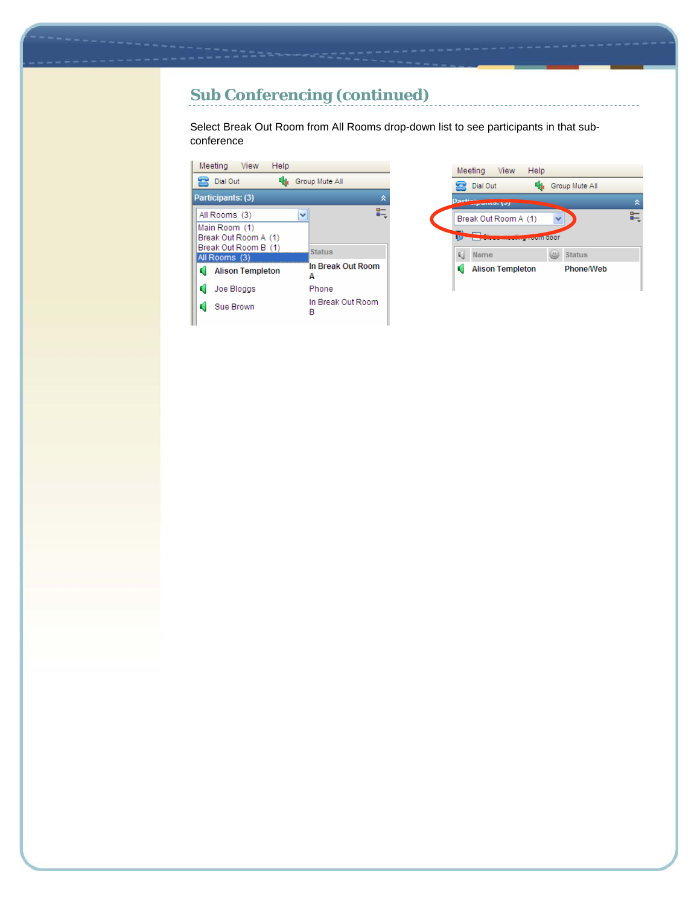## Sub Conferencing (continued)

Select Break Out Room from All Rooms drop-down list to see participants in that sub-conference